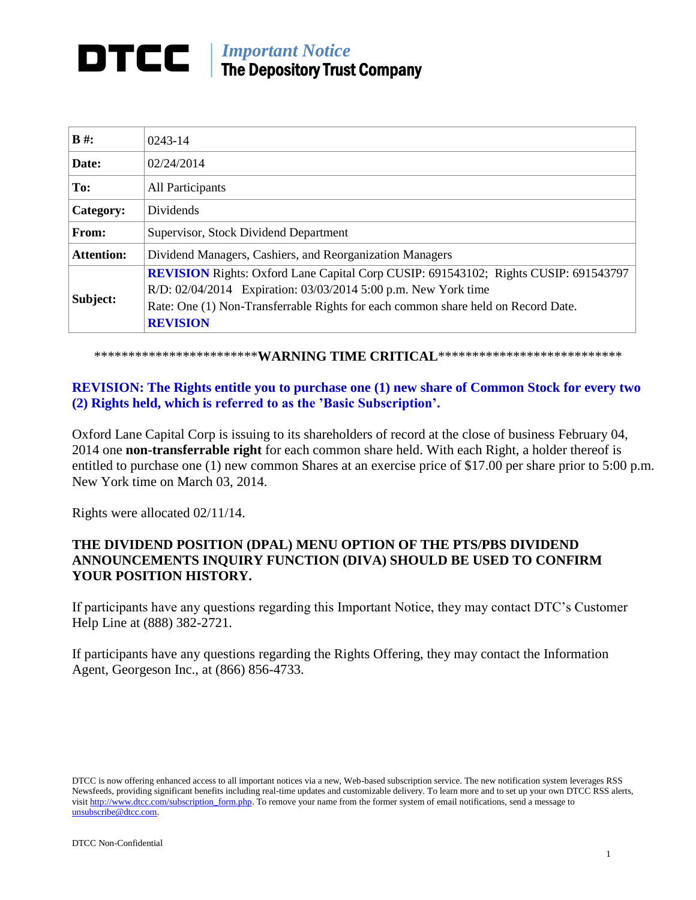# DTCC | *Important Notice* The Depository Trust Company

| | |
|---|---|
| **B #:** | 0243-14 |
| **Date:** | 02/24/2014 |
| **To:** | All Participants |
| **Category:** | Dividends |
| **From:** | Supervisor, Stock Dividend Department |
| **Attention:** | Dividend Managers, Cashiers, and Reorganization Managers |
| **Subject:** | **REVISION** Rights: Oxford Lane Capital Corp CUSIP: 691543102; Rights CUSIP: 691543797 R/D: 02/04/2014 Expiration: 03/03/2014 5:00 p.m. New York time Rate: One (1) Non-Transferrable Rights for each common share held on Record Date. **REVISION** |

************************WARNING TIME CRITICAL***************************

**REVISION: The Rights entitle you to purchase one (1) new share of Common Stock for every two (2) Rights held, which is referred to as the 'Basic Subscription'.**

Oxford Lane Capital Corp is issuing to its shareholders of record at the close of business February 04, 2014 one **non-transferrable right** for each common share held. With each Right, a holder thereof is entitled to purchase one (1) new common Shares at an exercise price of $17.00 per share prior to 5:00 p.m. New York time on March 03, 2014.

Rights were allocated 02/11/14.

**THE DIVIDEND POSITION (DPAL) MENU OPTION OF THE PTS/PBS DIVIDEND ANNOUNCEMENTS INQUIRY FUNCTION (DIVA) SHOULD BE USED TO CONFIRM YOUR POSITION HISTORY.**

If participants have any questions regarding this Important Notice, they may contact DTC's Customer Help Line at (888) 382-2721.

If participants have any questions regarding the Rights Offering, they may contact the Information Agent, Georgeson Inc., at (866) 856-4733.

DTCC is now offering enhanced access to all important notices via a new, Web-based subscription service. The new notification system leverages RSS Newsfeeds, providing significant benefits including real-time updates and customizable delivery. To learn more and to set up your own DTCC RSS alerts, visit http://www.dtcc.com/subscription_form.php. To remove your name from the former system of email notifications, send a message to unsubscribe@dtcc.com.

DTCC Non-Confidential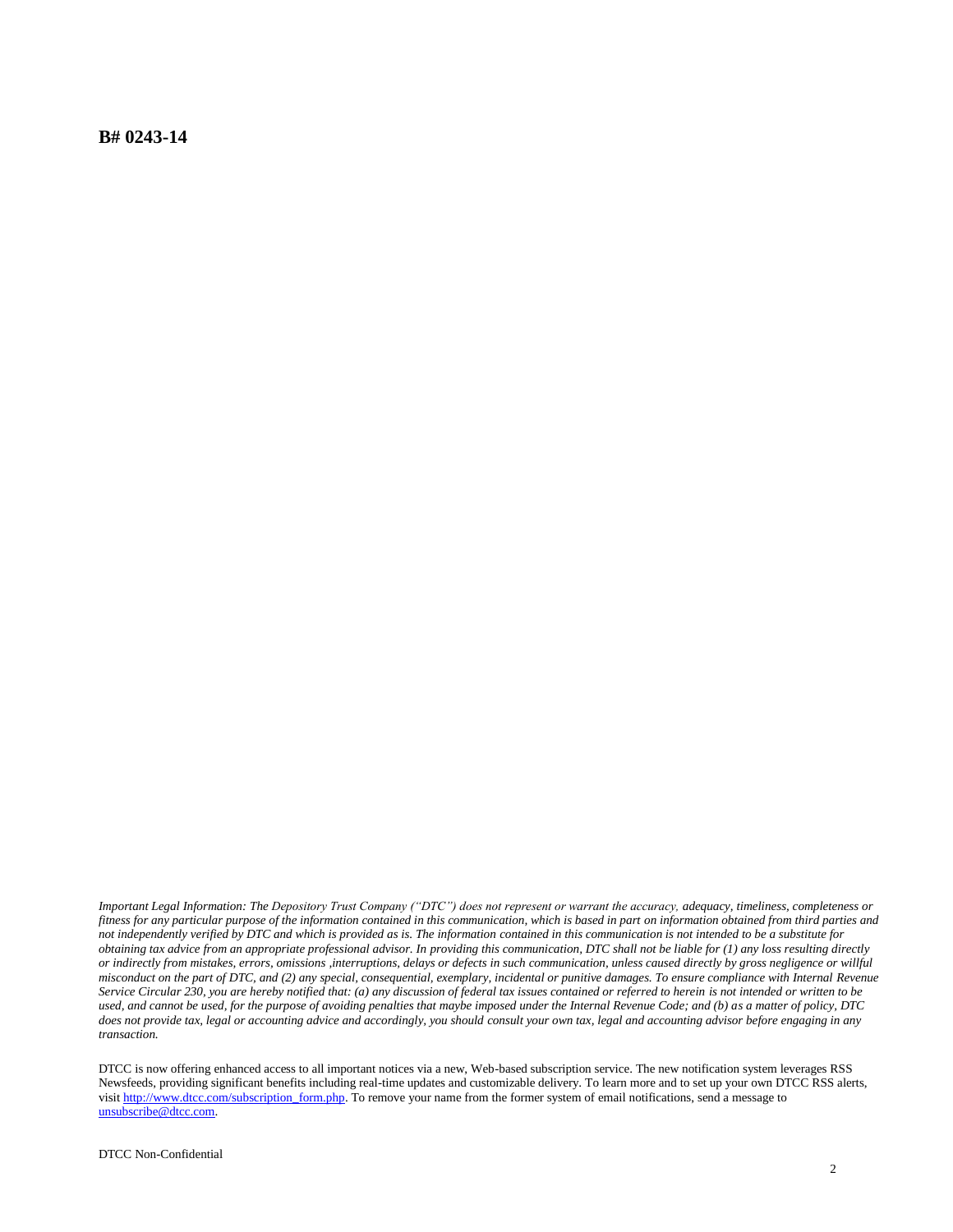**B# 0243-14**

*Important Legal Information: The Depository Trust Company ("DTC") does not represent or warrant the accuracy, adequacy, timeliness, completeness or fitness for any particular purpose of the information contained in this communication, which is based in part on information obtained from third parties and not independently verified by DTC and which is provided as is. The information contained in this communication is not intended to be a substitute for obtaining tax advice from an appropriate professional advisor. In providing this communication, DTC shall not be liable for (1) any loss resulting directly or indirectly from mistakes, errors, omissions ,interruptions, delays or defects in such communication, unless caused directly by gross negligence or willful misconduct on the part of DTC, and (2) any special, consequential, exemplary, incidental or punitive damages. To ensure compliance with Internal Revenue Service Circular 230, you are hereby notified that: (a) any discussion of federal tax issues contained or referred to herein is not intended or written to be used, and cannot be used, for the purpose of avoiding penalties that maybe imposed under the Internal Revenue Code; and (b) as a matter of policy, DTC does not provide tax, legal or accounting advice and accordingly, you should consult your own tax, legal and accounting advisor before engaging in any transaction.*

DTCC is now offering enhanced access to all important notices via a new, Web-based subscription service. The new notification system leverages RSS Newsfeeds, providing significant benefits including real-time updates and customizable delivery. To learn more and to set up your own DTCC RSS alerts, visit [http://www.dtcc.com/subscription_form.php](http://www.dtcc.com/subscription_form.php). To remove your name from the former system of email notifications, send a message to [unsubscribe@dtcc.com](mailto:unsubscribe@dtcc.com).

DTCC Non-Confidential